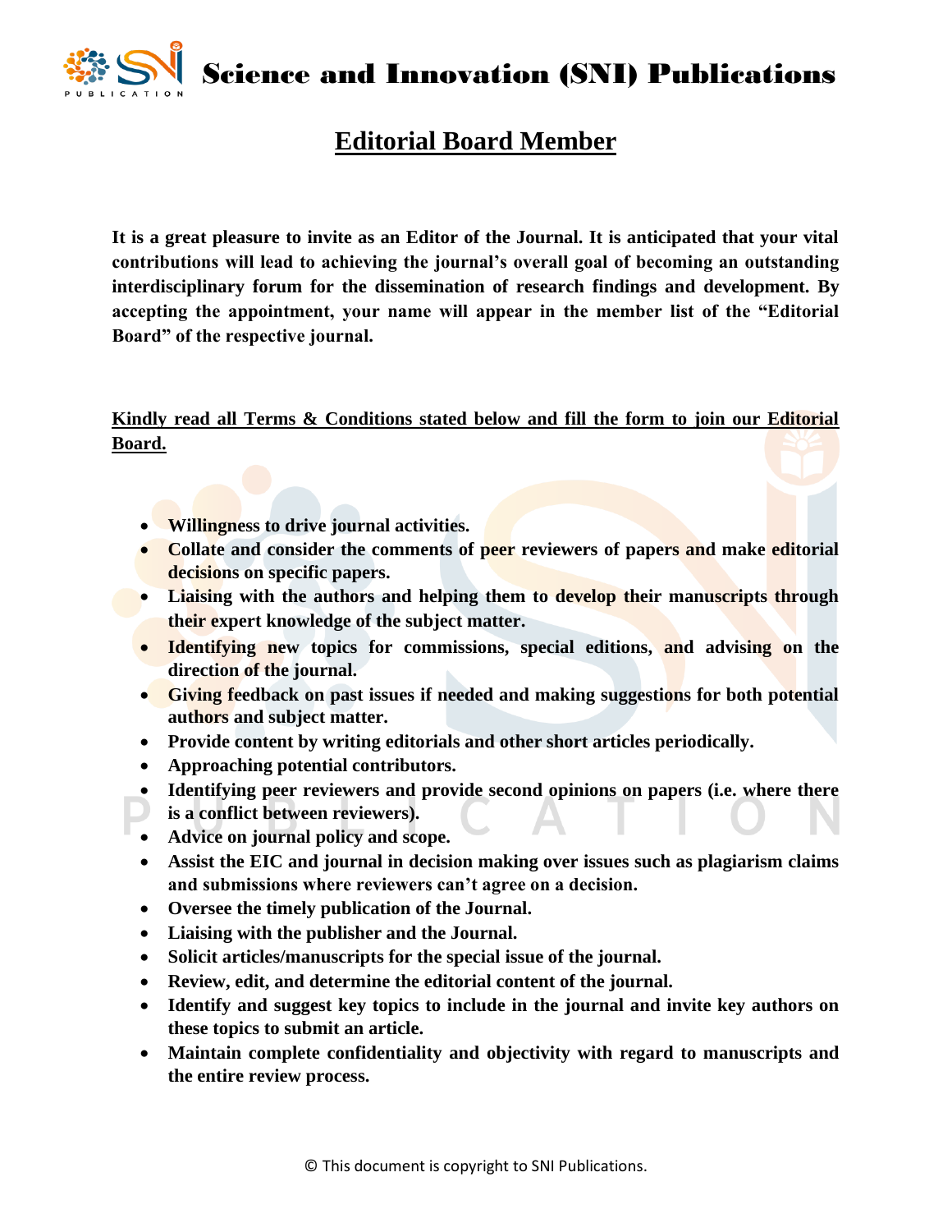# Science and Innovation (SNI) Publications

## Editorial Board Member

**It is a great pleasure to invite as an Editor of the Journal. It is anticipated that your vital contributions will lead to achieving the journal's overall goal of becoming an outstanding interdisciplinary forum for the dissemination of research findings and development. By accepting the appointment, your name will appear in the member list of the "Editorial Board" of the respective journal.**

**Kindly read all Terms & Conditions stated below and fill the form to join our Editorial Board.**

- **Willingness to drive journal activities.**
- **Collate and consider the comments of peer reviewers of papers and make editorial decisions on specific papers.**
- **Liaising with the authors and helping them to develop their manuscripts through their expert knowledge of the subject matter.**
- **Identifying new topics for commissions, special editions, and advising on the direction of the journal.**
- **Giving feedback on past issues if needed and making suggestions for both potential authors and subject matter.**
- **Provide content by writing editorials and other short articles periodically.**
- **Approaching potential contributors.**
- **Identifying peer reviewers and provide second opinions on papers (i.e. where there is a conflict between reviewers).**
- **Advice on journal policy and scope.**
- **Assist the EIC and journal in decision making over issues such as plagiarism claims and submissions where reviewers can't agree on a decision.**
- **Oversee the timely publication of the Journal.**
- **Liaising with the publisher and the Journal.**
- **Solicit articles/manuscripts for the special issue of the journal.**
- **Review, edit, and determine the editorial content of the journal.**
- **Identify and suggest key topics to include in the journal and invite key authors on these topics to submit an article.**
- **Maintain complete confidentiality and objectivity with regard to manuscripts and the entire review process.**

© This document is copyright to SNI Publications.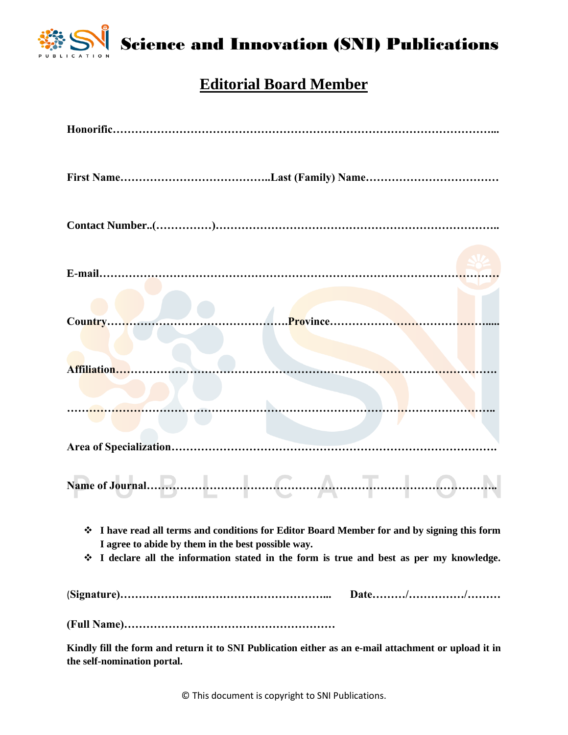# Science and Innovation (SNI) Publications

## Editorial Board Member

**Honorific……………………………………………………………………………………………...**

**First Name…………………………………..Last (Family) Name………………………………**

**Contact Number..(……………)………………………………………………………………..**

**E-mail………………………………………………………………………………………………**

**Country…………………………………………Province……………………………………......**

**Affiliation…………………………………………………………………………………………**

**……………………………………………………………………………………………………..**

**Area of Specialization……………………………………………………………………………**

**Name of Journal…………………………………………………………………………………..**

- ❖ **I have read all terms and conditions for Editor Board Member for and by signing this form I agree to abide by them in the best possible way.**
- ❖ **I declare all the information stated in the form is true and best as per my knowledge.**

**(Signature)…………………….……………………………...   Date………/……………/………**

**(Full Name)…………………………………………………**

**Kindly fill the form and return it to SNI Publication either as an e-mail attachment or upload it in the self-nomination portal.**

© This document is copyright to SNI Publications.